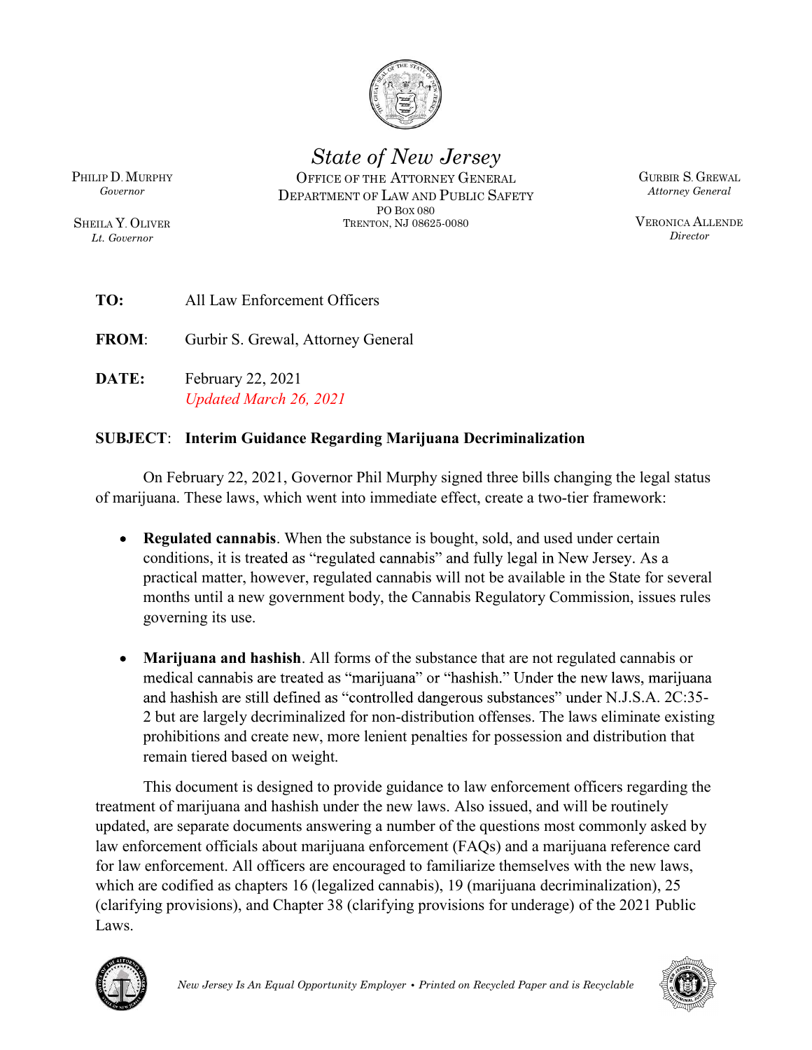# State of New Jersey

OFFICE OF THE ATTORNEY GENERAL
DEPARTMENT OF LAW AND PUBLIC SAFETY
PO BOX 080
TRENTON, NJ 08625-0080

PHILIP D. MURPHY
*Governor*

SHEILA Y. OLIVER
*Lt. Governor*

GURBIR S. GREWAL
*Attorney General*

VERONICA ALLENDE
*Director*

**TO:** All Law Enforcement Officers

**FROM**: Gurbir S. Grewal, Attorney General

**DATE:** February 22, 2021
*Updated March 26, 2021*

**SUBJECT**: **Interim Guidance Regarding Marijuana Decriminalization**

On February 22, 2021, Governor Phil Murphy signed three bills changing the legal status of marijuana. These laws, which went into immediate effect, create a two-tier framework:

- **Regulated cannabis**. When the substance is bought, sold, and used under certain conditions, it is treated as "regulated cannabis" and fully legal in New Jersey. As a practical matter, however, regulated cannabis will not be available in the State for several months until a new government body, the Cannabis Regulatory Commission, issues rules governing its use.

- **Marijuana and hashish**. All forms of the substance that are not regulated cannabis or medical cannabis are treated as "marijuana" or "hashish." Under the new laws, marijuana and hashish are still defined as "controlled dangerous substances" under N.J.S.A. 2C:35-2 but are largely decriminalized for non-distribution offenses. The laws eliminate existing prohibitions and create new, more lenient penalties for possession and distribution that remain tiered based on weight.

This document is designed to provide guidance to law enforcement officers regarding the treatment of marijuana and hashish under the new laws. Also issued, and will be routinely updated, are separate documents answering a number of the questions most commonly asked by law enforcement officials about marijuana enforcement (FAQs) and a marijuana reference card for law enforcement. All officers are encouraged to familiarize themselves with the new laws, which are codified as chapters 16 (legalized cannabis), 19 (marijuana decriminalization), 25 (clarifying provisions), and Chapter 38 (clarifying provisions for underage) of the 2021 Public Laws.

*New Jersey Is An Equal Opportunity Employer • Printed on Recycled Paper and is Recyclable*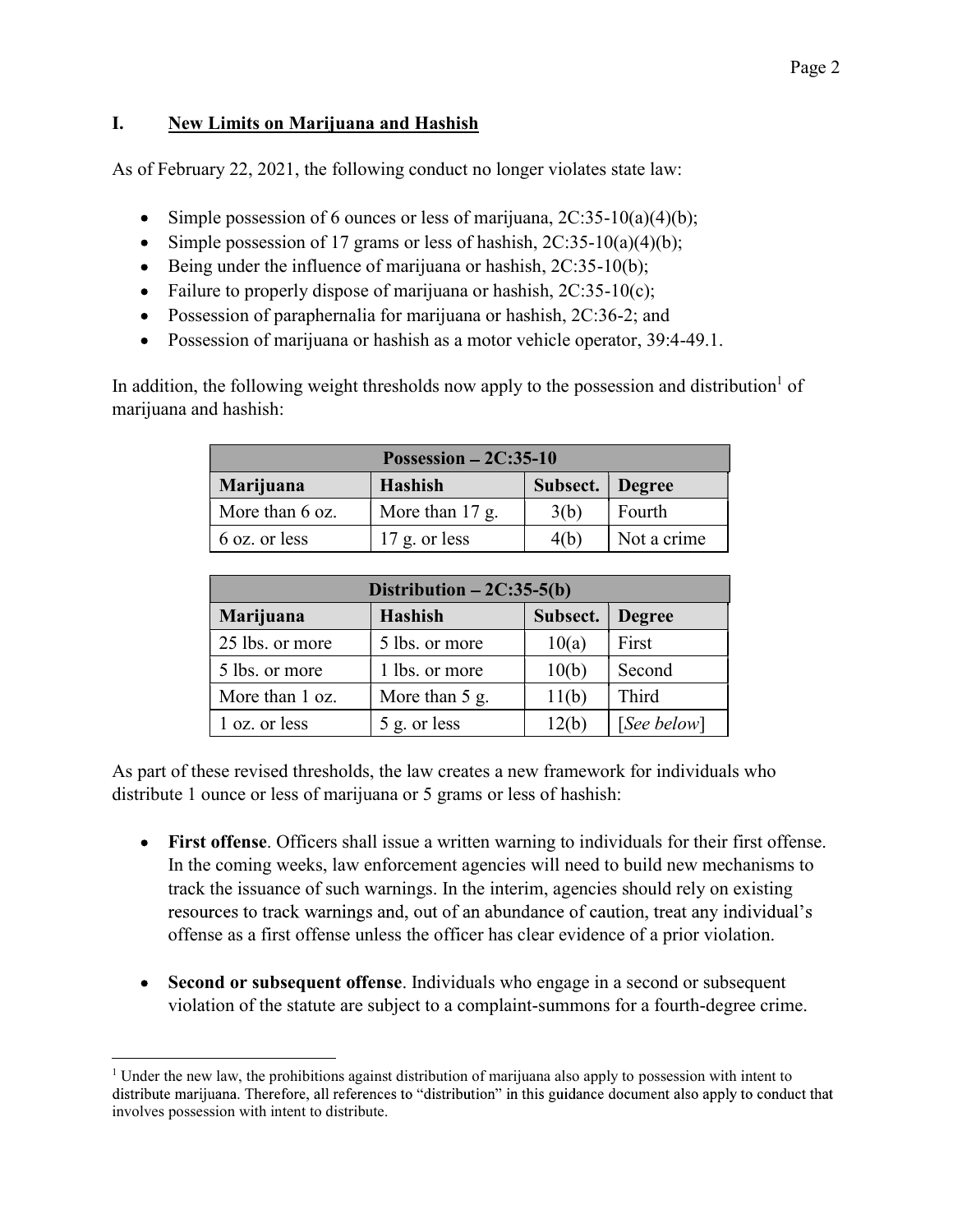## I. New Limits on Marijuana and Hashish

As of February 22, 2021, the following conduct no longer violates state law:

- Simple possession of 6 ounces or less of marijuana, 2C:35-10(a)(4)(b);
- Simple possession of 17 grams or less of hashish, 2C:35-10(a)(4)(b);
- Being under the influence of marijuana or hashish, 2C:35-10(b);
- Failure to properly dispose of marijuana or hashish, 2C:35-10(c);
- Possession of paraphernalia for marijuana or hashish, 2C:36-2; and
- Possession of marijuana or hashish as a motor vehicle operator, 39:4-49.1.

In addition, the following weight thresholds now apply to the possession and distribution[1] of marijuana and hashish:

| Possession – 2C:35-10 | | | |
|---|---|---|---|
| **Marijuana** | **Hashish** | **Subsect.** | **Degree** |
| More than 6 oz. | More than 17 g. | 3(b) | Fourth |
| 6 oz. or less | 17 g. or less | 4(b) | Not a crime |

| Distribution – 2C:35-5(b) | | | |
|---|---|---|---|
| **Marijuana** | **Hashish** | **Subsect.** | **Degree** |
| 25 lbs. or more | 5 lbs. or more | 10(a) | First |
| 5 lbs. or more | 1 lbs. or more | 10(b) | Second |
| More than 1 oz. | More than 5 g. | 11(b) | Third |
| 1 oz. or less | 5 g. or less | 12(b) | [*See below*] |

As part of these revised thresholds, the law creates a new framework for individuals who distribute 1 ounce or less of marijuana or 5 grams or less of hashish:

- **First offense**. Officers shall issue a written warning to individuals for their first offense. In the coming weeks, law enforcement agencies will need to build new mechanisms to track the issuance of such warnings. In the interim, agencies should rely on existing resources to track warnings and, out of an abundance of caution, treat any individual's offense as a first offense unless the officer has clear evidence of a prior violation.

- **Second or subsequent offense**. Individuals who engage in a second or subsequent violation of the statute are subject to a complaint-summons for a fourth-degree crime.

[1] Under the new law, the prohibitions against distribution of marijuana also apply to possession with intent to distribute marijuana. Therefore, all references to "distribution" in this guidance document also apply to conduct that involves possession with intent to distribute.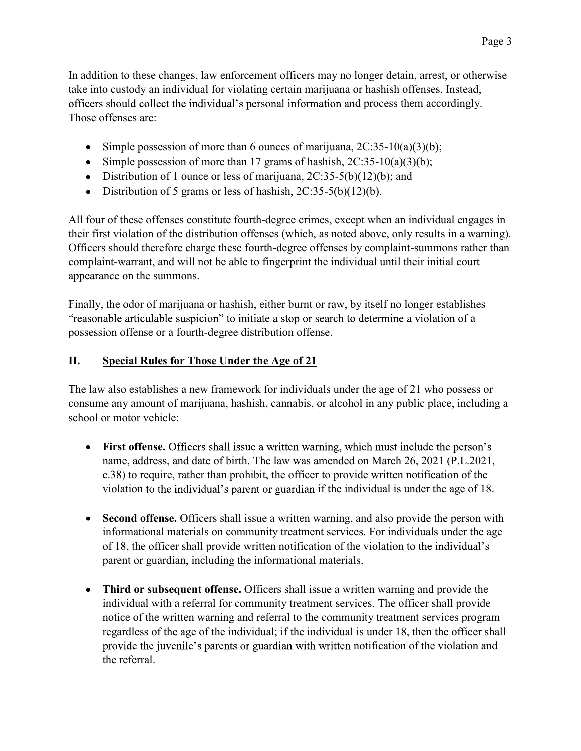In addition to these changes, law enforcement officers may no longer detain, arrest, or otherwise take into custody an individual for violating certain marijuana or hashish offenses. Instead, officers should collect the individual's personal information and process them accordingly. Those offenses are:

- Simple possession of more than 6 ounces of marijuana, 2C:35-10(a)(3)(b);
- Simple possession of more than 17 grams of hashish, 2C:35-10(a)(3)(b);
- Distribution of 1 ounce or less of marijuana, 2C:35-5(b)(12)(b); and
- Distribution of 5 grams or less of hashish, 2C:35-5(b)(12)(b).

All four of these offenses constitute fourth-degree crimes, except when an individual engages in their first violation of the distribution offenses (which, as noted above, only results in a warning). Officers should therefore charge these fourth-degree offenses by complaint-summons rather than complaint-warrant, and will not be able to fingerprint the individual until their initial court appearance on the summons.

Finally, the odor of marijuana or hashish, either burnt or raw, by itself no longer establishes "reasonable articulable suspicion" to initiate a stop or search to determine a violation of a possession offense or a fourth-degree distribution offense.

## II. Special Rules for Those Under the Age of 21

The law also establishes a new framework for individuals under the age of 21 who possess or consume any amount of marijuana, hashish, cannabis, or alcohol in any public place, including a school or motor vehicle:

- **First offense.** Officers shall issue a written warning, which must include the person's name, address, and date of birth. The law was amended on March 26, 2021 (P.L.2021, c.38) to require, rather than prohibit, the officer to provide written notification of the violation to the individual's parent or guardian if the individual is under the age of 18.

- **Second offense.** Officers shall issue a written warning, and also provide the person with informational materials on community treatment services. For individuals under the age of 18, the officer shall provide written notification of the violation to the individual's parent or guardian, including the informational materials.

- **Third or subsequent offense.** Officers shall issue a written warning and provide the individual with a referral for community treatment services. The officer shall provide notice of the written warning and referral to the community treatment services program regardless of the age of the individual; if the individual is under 18, then the officer shall provide the juvenile's parents or guardian with written notification of the violation and the referral.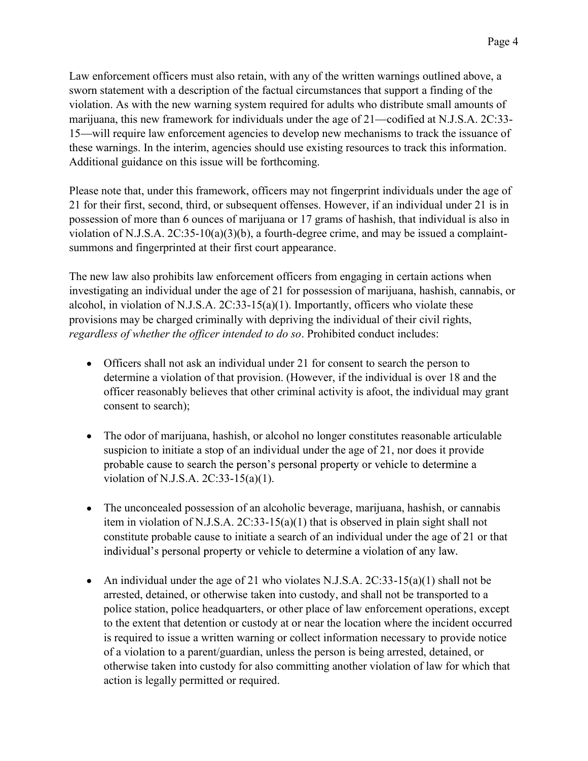Law enforcement officers must also retain, with any of the written warnings outlined above, a sworn statement with a description of the factual circumstances that support a finding of the violation. As with the new warning system required for adults who distribute small amounts of marijuana, this new framework for individuals under the age of 21—codified at N.J.S.A. 2C:33-15—will require law enforcement agencies to develop new mechanisms to track the issuance of these warnings. In the interim, agencies should use existing resources to track this information. Additional guidance on this issue will be forthcoming.

Please note that, under this framework, officers may not fingerprint individuals under the age of 21 for their first, second, third, or subsequent offenses. However, if an individual under 21 is in possession of more than 6 ounces of marijuana or 17 grams of hashish, that individual is also in violation of N.J.S.A. 2C:35-10(a)(3)(b), a fourth-degree crime, and may be issued a complaint-summons and fingerprinted at their first court appearance.

The new law also prohibits law enforcement officers from engaging in certain actions when investigating an individual under the age of 21 for possession of marijuana, hashish, cannabis, or alcohol, in violation of N.J.S.A. 2C:33-15(a)(1). Importantly, officers who violate these provisions may be charged criminally with depriving the individual of their civil rights, *regardless of whether the officer intended to do so*. Prohibited conduct includes:

- Officers shall not ask an individual under 21 for consent to search the person to determine a violation of that provision. (However, if the individual is over 18 and the officer reasonably believes that other criminal activity is afoot, the individual may grant consent to search);

- The odor of marijuana, hashish, or alcohol no longer constitutes reasonable articulable suspicion to initiate a stop of an individual under the age of 21, nor does it provide probable cause to search the person's personal property or vehicle to determine a violation of N.J.S.A. 2C:33-15(a)(1).

- The unconcealed possession of an alcoholic beverage, marijuana, hashish, or cannabis item in violation of N.J.S.A. 2C:33-15(a)(1) that is observed in plain sight shall not constitute probable cause to initiate a search of an individual under the age of 21 or that individual's personal property or vehicle to determine a violation of any law.

- An individual under the age of 21 who violates N.J.S.A. 2C:33-15(a)(1) shall not be arrested, detained, or otherwise taken into custody, and shall not be transported to a police station, police headquarters, or other place of law enforcement operations, except to the extent that detention or custody at or near the location where the incident occurred is required to issue a written warning or collect information necessary to provide notice of a violation to a parent/guardian, unless the person is being arrested, detained, or otherwise taken into custody for also committing another violation of law for which that action is legally permitted or required.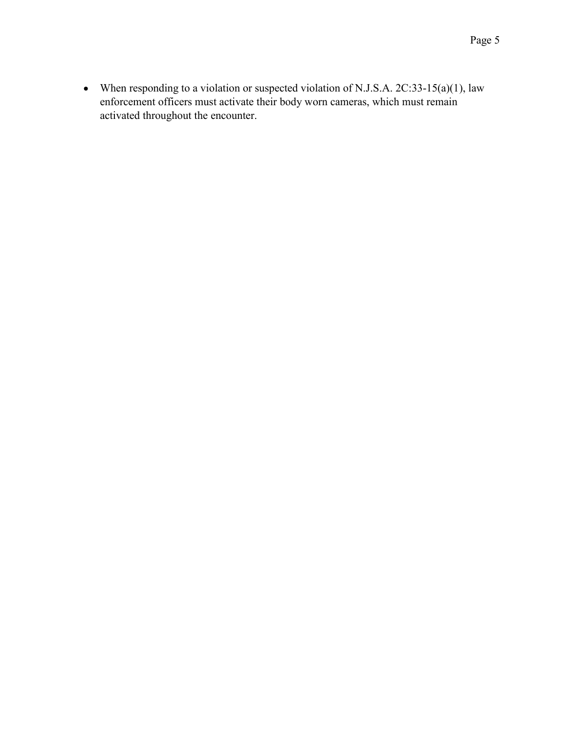- When responding to a violation or suspected violation of N.J.S.A. 2C:33-15(a)(1), law enforcement officers must activate their body worn cameras, which must remain activated throughout the encounter.